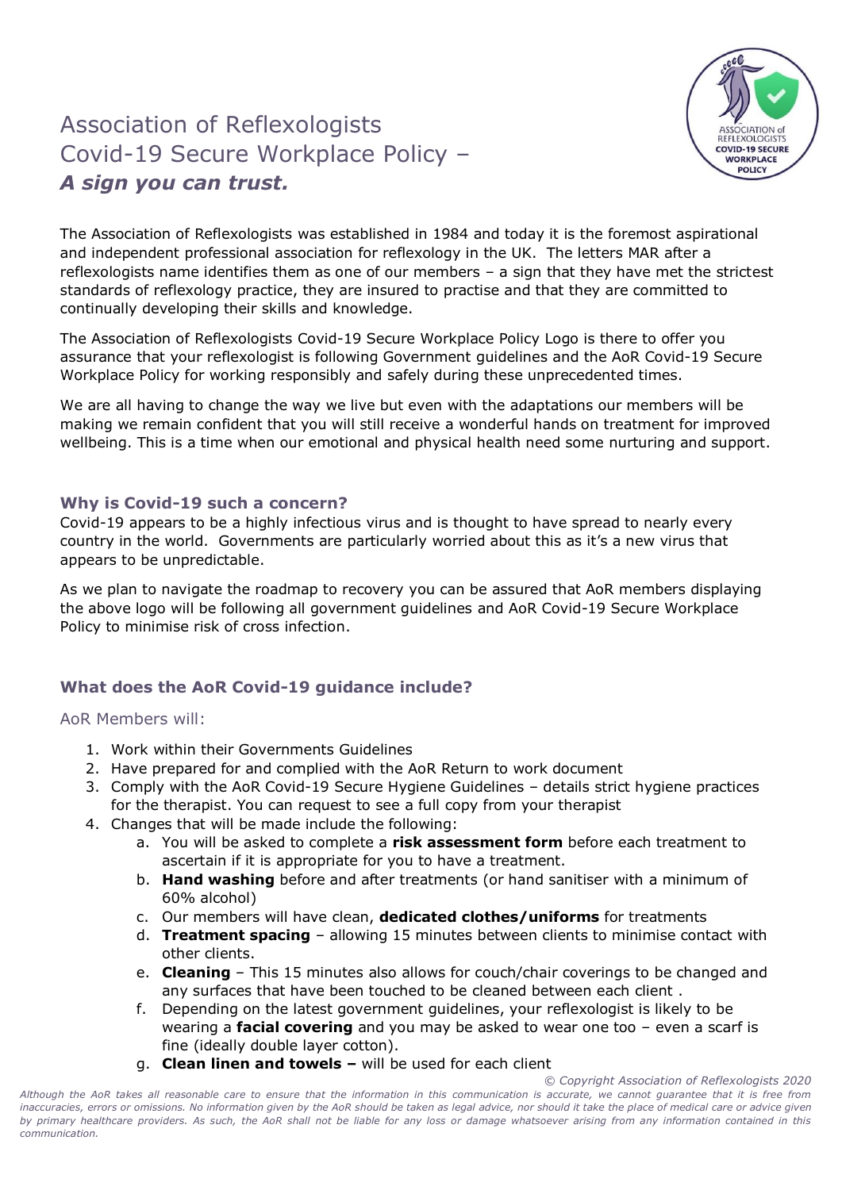# Association of Reflexologists Covid-19 Secure Workplace Policy – *A sign you can trust.*

The Association of Reflexologists was established in 1984 and today it is the foremost aspirational and independent professional association for reflexology in the UK. The letters MAR after a reflexologists name identifies them as one of our members – a sign that they have met the strictest standards of reflexology practice, they are insured to practise and that they are committed to continually developing their skills and knowledge.

The Association of Reflexologists Covid-19 Secure Workplace Policy Logo is there to offer you assurance that your reflexologist is following Government guidelines and the AoR Covid-19 Secure Workplace Policy for working responsibly and safely during these unprecedented times.

We are all having to change the way we live but even with the adaptations our members will be making we remain confident that you will still receive a wonderful hands on treatment for improved wellbeing. This is a time when our emotional and physical health need some nurturing and support.

## Why is Covid-19 such a concern?

Covid-19 appears to be a highly infectious virus and is thought to have spread to nearly every country in the world. Governments are particularly worried about this as it's a new virus that appears to be unpredictable.

As we plan to navigate the roadmap to recovery you can be assured that AoR members displaying the above logo will be following all government guidelines and AoR Covid-19 Secure Workplace Policy to minimise risk of cross infection.

## What does the AoR Covid-19 guidance include?

### AoR Members will:

1. Work within their Governments Guidelines
2. Have prepared for and complied with the AoR Return to work document
3. Comply with the AoR Covid-19 Secure Hygiene Guidelines – details strict hygiene practices for the therapist. You can request to see a full copy from your therapist
4. Changes that will be made include the following:
   a. You will be asked to complete a **risk assessment form** before each treatment to ascertain if it is appropriate for you to have a treatment.
   b. **Hand washing** before and after treatments (or hand sanitiser with a minimum of 60% alcohol)
   c. Our members will have clean, **dedicated clothes/uniforms** for treatments
   d. **Treatment spacing** – allowing 15 minutes between clients to minimise contact with other clients.
   e. **Cleaning** – This 15 minutes also allows for couch/chair coverings to be changed and any surfaces that have been touched to be cleaned between each client .
   f. Depending on the latest government guidelines, your reflexologist is likely to be wearing a **facial covering** and you may be asked to wear one too – even a scarf is fine (ideally double layer cotton).
   g. **Clean linen and towels –** will be used for each client

*© Copyright Association of Reflexologists 2020*

*Although the AoR takes all reasonable care to ensure that the information in this communication is accurate, we cannot guarantee that it is free from inaccuracies, errors or omissions. No information given by the AoR should be taken as legal advice, nor should it take the place of medical care or advice given by primary healthcare providers. As such, the AoR shall not be liable for any loss or damage whatsoever arising from any information contained in this communication.*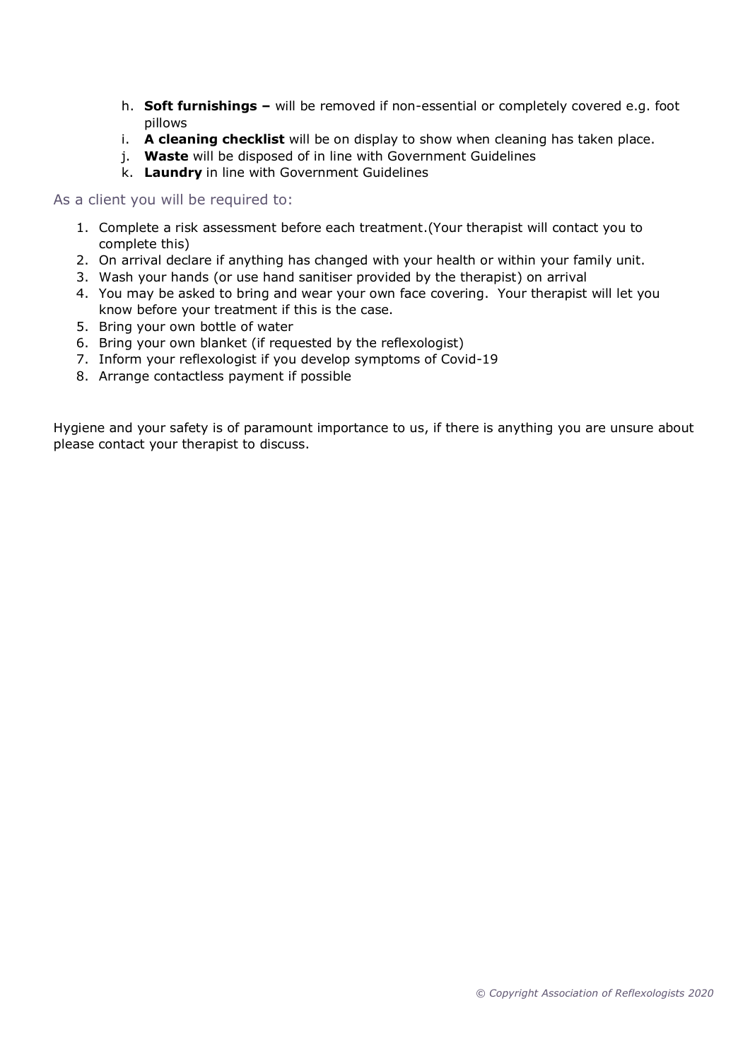h. **Soft furnishings –** will be removed if non-essential or completely covered e.g. foot pillows
i. **A cleaning checklist** will be on display to show when cleaning has taken place.
j. **Waste** will be disposed of in line with Government Guidelines
k. **Laundry** in line with Government Guidelines

## As a client you will be required to:

1. Complete a risk assessment before each treatment.(Your therapist will contact you to complete this)
2. On arrival declare if anything has changed with your health or within your family unit.
3. Wash your hands (or use hand sanitiser provided by the therapist) on arrival
4. You may be asked to bring and wear your own face covering. Your therapist will let you know before your treatment if this is the case.
5. Bring your own bottle of water
6. Bring your own blanket (if requested by the reflexologist)
7. Inform your reflexologist if you develop symptoms of Covid-19
8. Arrange contactless payment if possible

Hygiene and your safety is of paramount importance to us, if there is anything you are unsure about please contact your therapist to discuss.

*© Copyright Association of Reflexologists 2020*